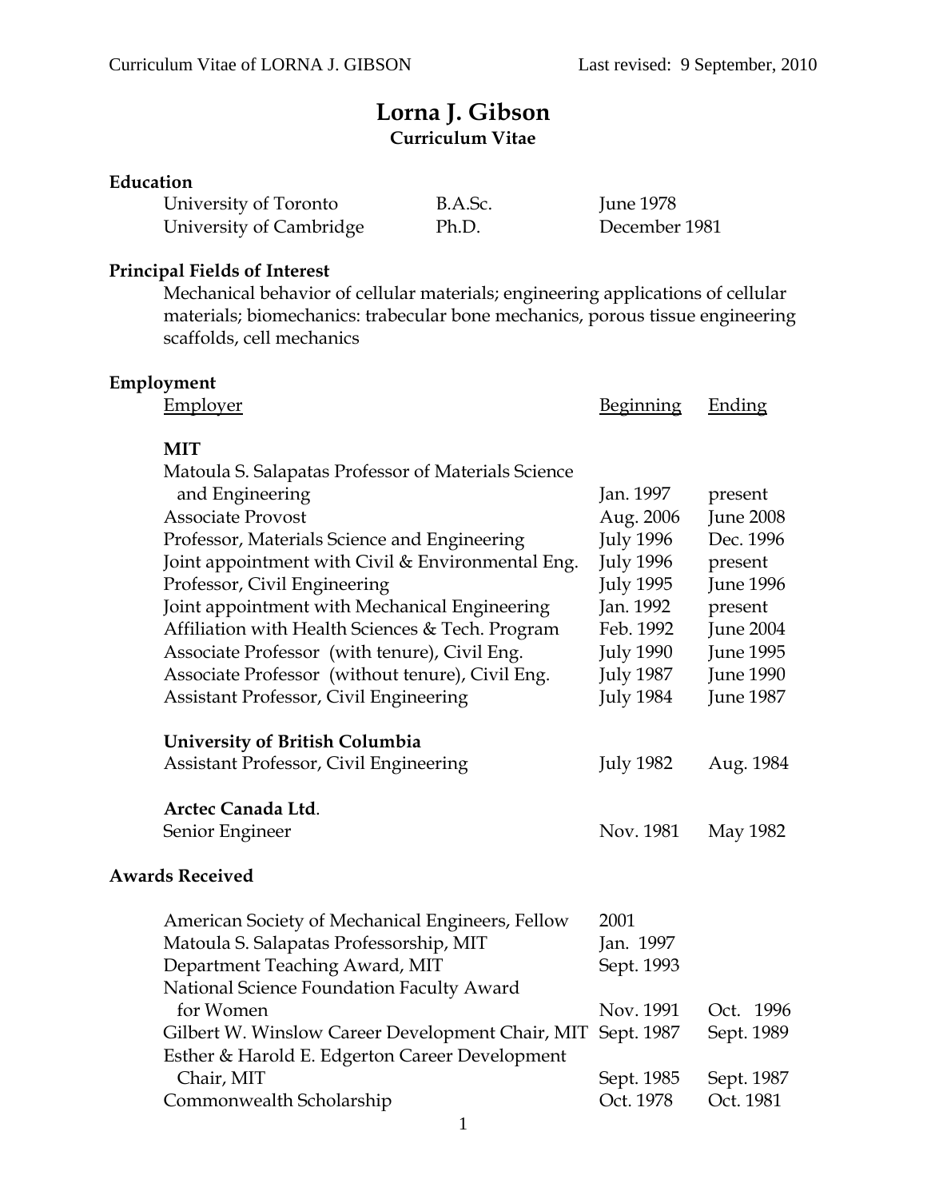# Lorna J. Gibson

**Curriculum Vitae**

## Education

| | | |
|---|---|---|
| University of Toronto | B.A.Sc. | June 1978 |
| University of Cambridge | Ph.D. | December 1981 |

## Principal Fields of Interest

Mechanical behavior of cellular materials; engineering applications of cellular materials; biomechanics: trabecular bone mechanics, porous tissue engineering scaffolds, cell mechanics

## Employment

| Employer | Beginning | Ending |
|---|---|---|
| **MIT** | | |
| Matoula S. Salapatas Professor of Materials Science and Engineering | Jan. 1997 | present |
| Associate Provost | Aug. 2006 | June 2008 |
| Professor, Materials Science and Engineering | July 1996 | Dec. 1996 |
| Joint appointment with Civil & Environmental Eng. | July 1996 | present |
| Professor, Civil Engineering | July 1995 | June 1996 |
| Joint appointment with Mechanical Engineering | Jan. 1992 | present |
| Affiliation with Health Sciences & Tech. Program | Feb. 1992 | June 2004 |
| Associate Professor (with tenure), Civil Eng. | July 1990 | June 1995 |
| Associate Professor (without tenure), Civil Eng. | July 1987 | June 1990 |
| Assistant Professor, Civil Engineering | July 1984 | June 1987 |
| **University of British Columbia** | | |
| Assistant Professor, Civil Engineering | July 1982 | Aug. 1984 |
| **Arctec Canada Ltd**. | | |
| Senior Engineer | Nov. 1981 | May 1982 |

## Awards Received

| | | |
|---|---|---|
| American Society of Mechanical Engineers, Fellow | 2001 | |
| Matoula S. Salapatas Professorship, MIT | Jan. 1997 | |
| Department Teaching Award, MIT | Sept. 1993 | |
| National Science Foundation Faculty Award for Women | Nov. 1991 | Oct. 1996 |
| Gilbert W. Winslow Career Development Chair, MIT | Sept. 1987 | Sept. 1989 |
| Esther & Harold E. Edgerton Career Development Chair, MIT | Sept. 1985 | Sept. 1987 |
| Commonwealth Scholarship | Oct. 1978 | Oct. 1981 |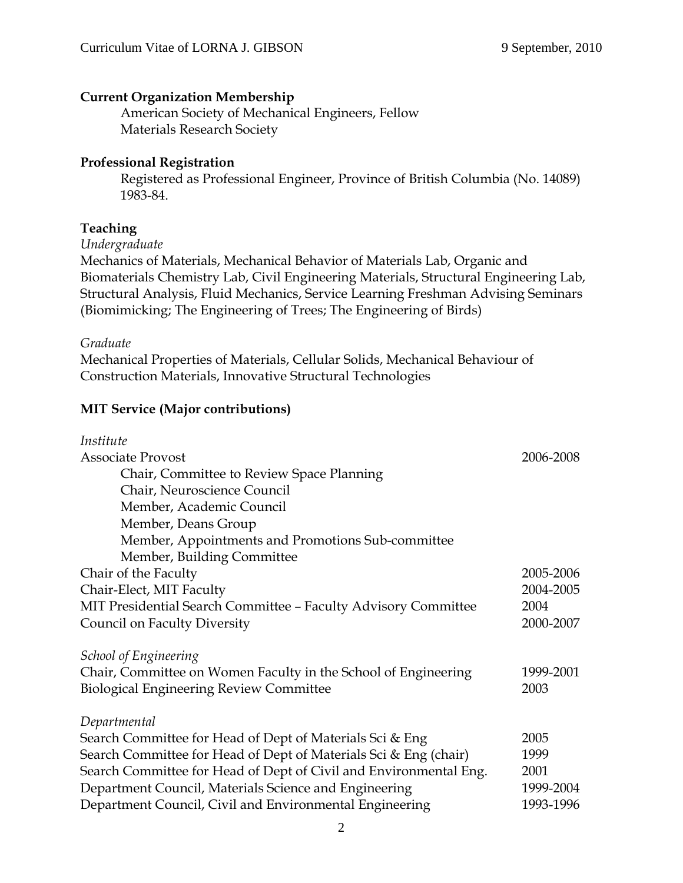**Current Organization Membership**

American Society of Mechanical Engineers, Fellow
Materials Research Society

**Professional Registration**

Registered as Professional Engineer, Province of British Columbia (No. 14089) 1983-84.

**Teaching**

*Undergraduate*

Mechanics of Materials, Mechanical Behavior of Materials Lab, Organic and Biomaterials Chemistry Lab, Civil Engineering Materials, Structural Engineering Lab, Structural Analysis, Fluid Mechanics, Service Learning Freshman Advising Seminars (Biomimicking; The Engineering of Trees; The Engineering of Birds)

*Graduate*

Mechanical Properties of Materials, Cellular Solids, Mechanical Behaviour of Construction Materials, Innovative Structural Technologies

**MIT Service (Major contributions)**

*Institute*

| | |
|---|---|
| Associate Provost | 2006-2008 |
| Chair, Committee to Review Space Planning | |
| Chair, Neuroscience Council | |
| Member, Academic Council | |
| Member, Deans Group | |
| Member, Appointments and Promotions Sub-committee | |
| Member, Building Committee | |
| Chair of the Faculty | 2005-2006 |
| Chair-Elect, MIT Faculty | 2004-2005 |
| MIT Presidential Search Committee – Faculty Advisory Committee | 2004 |
| Council on Faculty Diversity | 2000-2007 |

*School of Engineering*

| | |
|---|---|
| Chair, Committee on Women Faculty in the School of Engineering | 1999-2001 |
| Biological Engineering Review Committee | 2003 |

*Departmental*

| | |
|---|---|
| Search Committee for Head of Dept of Materials Sci & Eng | 2005 |
| Search Committee for Head of Dept of Materials Sci & Eng (chair) | 1999 |
| Search Committee for Head of Dept of Civil and Environmental Eng. | 2001 |
| Department Council, Materials Science and Engineering | 1999-2004 |
| Department Council, Civil and Environmental Engineering | 1993-1996 |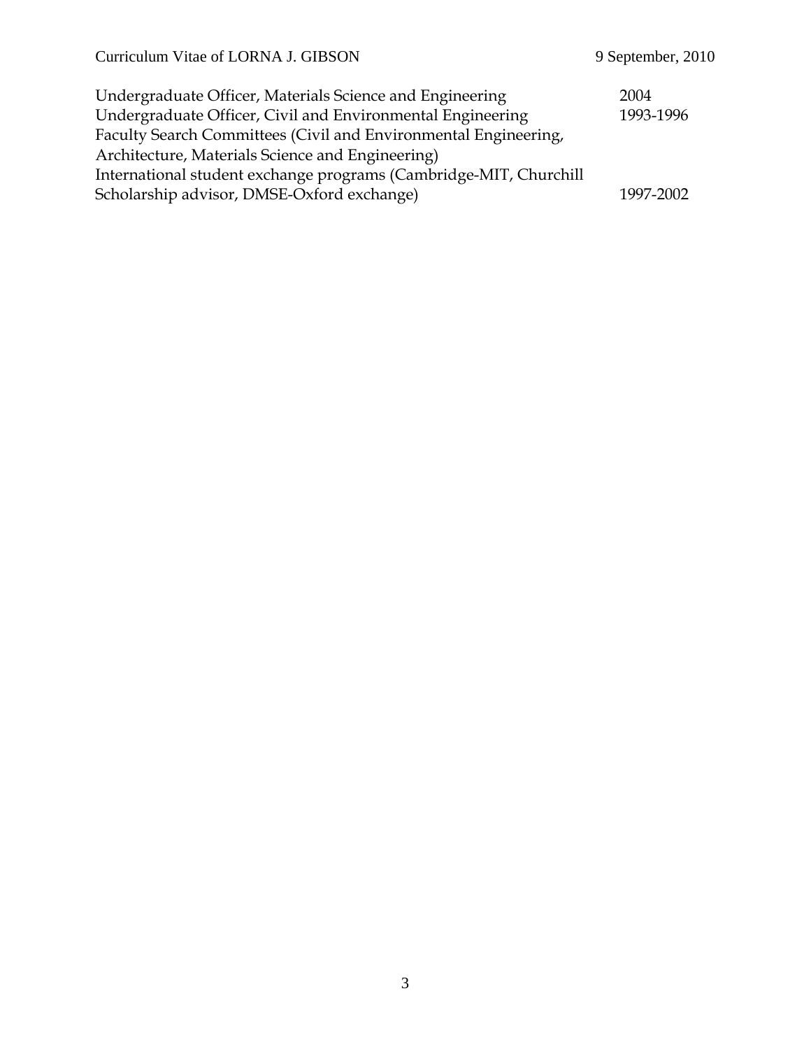Undergraduate Officer, Materials Science and Engineering 2004

Undergraduate Officer, Civil and Environmental Engineering 1993-1996

Faculty Search Committees (Civil and Environmental Engineering, Architecture, Materials Science and Engineering)

International student exchange programs (Cambridge-MIT, Churchill Scholarship advisor, DMSE-Oxford exchange) 1997-2002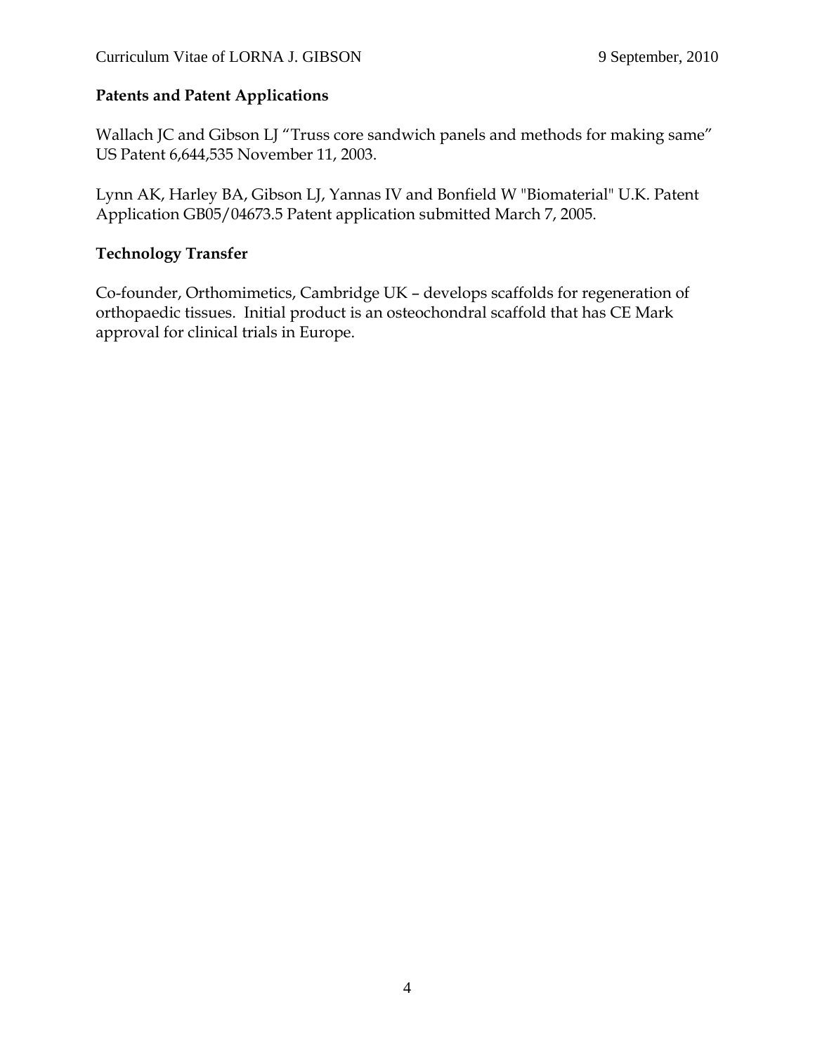## Patents and Patent Applications

Wallach JC and Gibson LJ "Truss core sandwich panels and methods for making same" US Patent 6,644,535 November 11, 2003.

Lynn AK, Harley BA, Gibson LJ, Yannas IV and Bonfield W "Biomaterial" U.K. Patent Application GB05/04673.5 Patent application submitted March 7, 2005.

## Technology Transfer

Co-founder, Orthomimetics, Cambridge UK – develops scaffolds for regeneration of orthopaedic tissues. Initial product is an osteochondral scaffold that has CE Mark approval for clinical trials in Europe.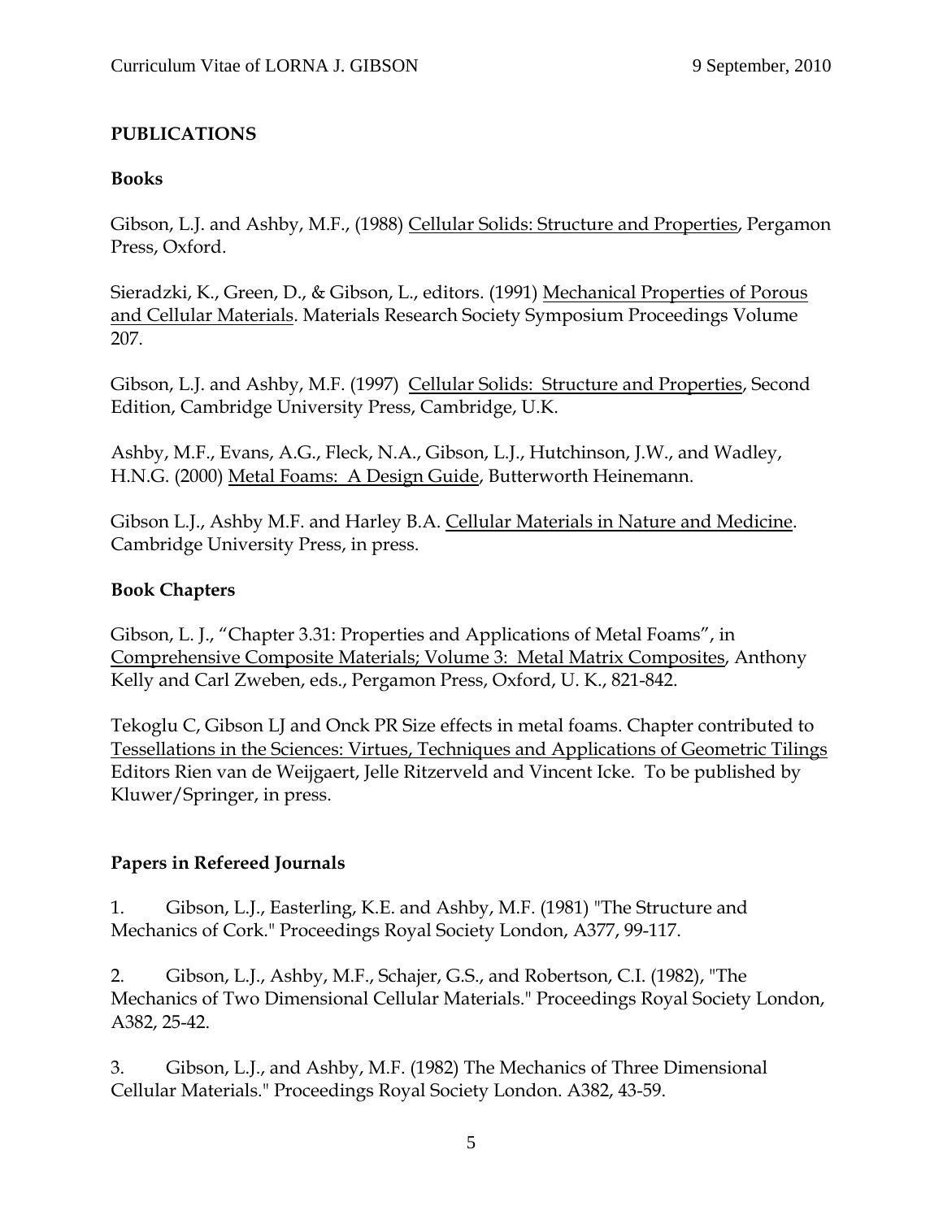## PUBLICATIONS

### Books

Gibson, L.J. and Ashby, M.F., (1988) <u>Cellular Solids: Structure and Properties</u>, Pergamon Press, Oxford.

Sieradzki, K., Green, D., & Gibson, L., editors. (1991) <u>Mechanical Properties of Porous and Cellular Materials</u>. Materials Research Society Symposium Proceedings Volume 207.

Gibson, L.J. and Ashby, M.F. (1997) <u>Cellular Solids: Structure and Properties</u>, Second Edition, Cambridge University Press, Cambridge, U.K.

Ashby, M.F., Evans, A.G., Fleck, N.A., Gibson, L.J., Hutchinson, J.W., and Wadley, H.N.G. (2000) <u>Metal Foams: A Design Guide</u>, Butterworth Heinemann.

Gibson L.J., Ashby M.F. and Harley B.A. <u>Cellular Materials in Nature and Medicine</u>. Cambridge University Press, in press.

### Book Chapters

Gibson, L. J., "Chapter 3.31: Properties and Applications of Metal Foams", in <u>Comprehensive Composite Materials; Volume 3: Metal Matrix Composites</u>, Anthony Kelly and Carl Zweben, eds., Pergamon Press, Oxford, U. K., 821-842.

Tekoglu C, Gibson LJ and Onck PR Size effects in metal foams. Chapter contributed to <u>Tessellations in the Sciences: Virtues, Techniques and Applications of Geometric Tilings</u> Editors Rien van de Weijgaert, Jelle Ritzerveld and Vincent Icke. To be published by Kluwer/Springer, in press.

### Papers in Refereed Journals

1. Gibson, L.J., Easterling, K.E. and Ashby, M.F. (1981) "The Structure and Mechanics of Cork." Proceedings Royal Society London, A377, 99-117.

2. Gibson, L.J., Ashby, M.F., Schajer, G.S., and Robertson, C.I. (1982), "The Mechanics of Two Dimensional Cellular Materials." Proceedings Royal Society London, A382, 25-42.

3. Gibson, L.J., and Ashby, M.F. (1982) The Mechanics of Three Dimensional Cellular Materials." Proceedings Royal Society London. A382, 43-59.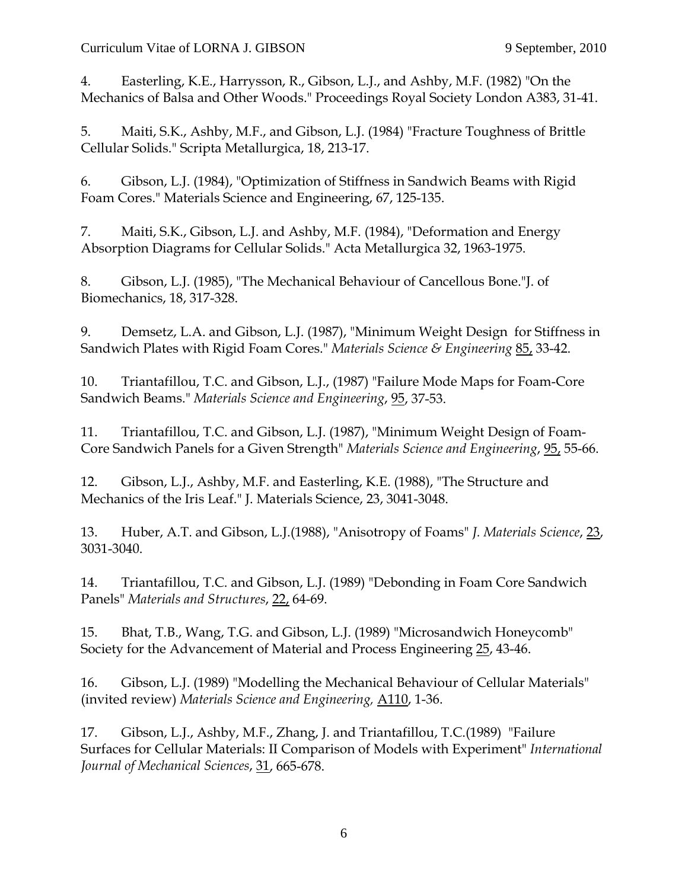4. Easterling, K.E., Harrysson, R., Gibson, L.J., and Ashby, M.F. (1982) "On the Mechanics of Balsa and Other Woods." Proceedings Royal Society London A383, 31-41.

5. Maiti, S.K., Ashby, M.F., and Gibson, L.J. (1984) "Fracture Toughness of Brittle Cellular Solids." Scripta Metallurgica, 18, 213-17.

6. Gibson, L.J. (1984), "Optimization of Stiffness in Sandwich Beams with Rigid Foam Cores." Materials Science and Engineering, 67, 125-135.

7. Maiti, S.K., Gibson, L.J. and Ashby, M.F. (1984), "Deformation and Energy Absorption Diagrams for Cellular Solids." Acta Metallurgica 32, 1963-1975.

8. Gibson, L.J. (1985), "The Mechanical Behaviour of Cancellous Bone."J. of Biomechanics, 18, 317-328.

9. Demsetz, L.A. and Gibson, L.J. (1987), "Minimum Weight Design for Stiffness in Sandwich Plates with Rigid Foam Cores." *Materials Science & Engineering* 85, 33-42.

10. Triantafillou, T.C. and Gibson, L.J., (1987) "Failure Mode Maps for Foam-Core Sandwich Beams." *Materials Science and Engineering*, 95, 37-53.

11. Triantafillou, T.C. and Gibson, L.J. (1987), "Minimum Weight Design of Foam-Core Sandwich Panels for a Given Strength" *Materials Science and Engineering*, 95, 55-66.

12. Gibson, L.J., Ashby, M.F. and Easterling, K.E. (1988), "The Structure and Mechanics of the Iris Leaf." J. Materials Science, 23, 3041-3048.

13. Huber, A.T. and Gibson, L.J.(1988), "Anisotropy of Foams" *J. Materials Science*, 23, 3031-3040.

14. Triantafillou, T.C. and Gibson, L.J. (1989) "Debonding in Foam Core Sandwich Panels" *Materials and Structures*, 22, 64-69.

15. Bhat, T.B., Wang, T.G. and Gibson, L.J. (1989) "Microsandwich Honeycomb" Society for the Advancement of Material and Process Engineering 25, 43-46.

16. Gibson, L.J. (1989) "Modelling the Mechanical Behaviour of Cellular Materials" (invited review) *Materials Science and Engineering,* A110, 1-36.

17. Gibson, L.J., Ashby, M.F., Zhang, J. and Triantafillou, T.C.(1989) "Failure Surfaces for Cellular Materials: II Comparison of Models with Experiment" *International Journal of Mechanical Sciences*, 31, 665-678.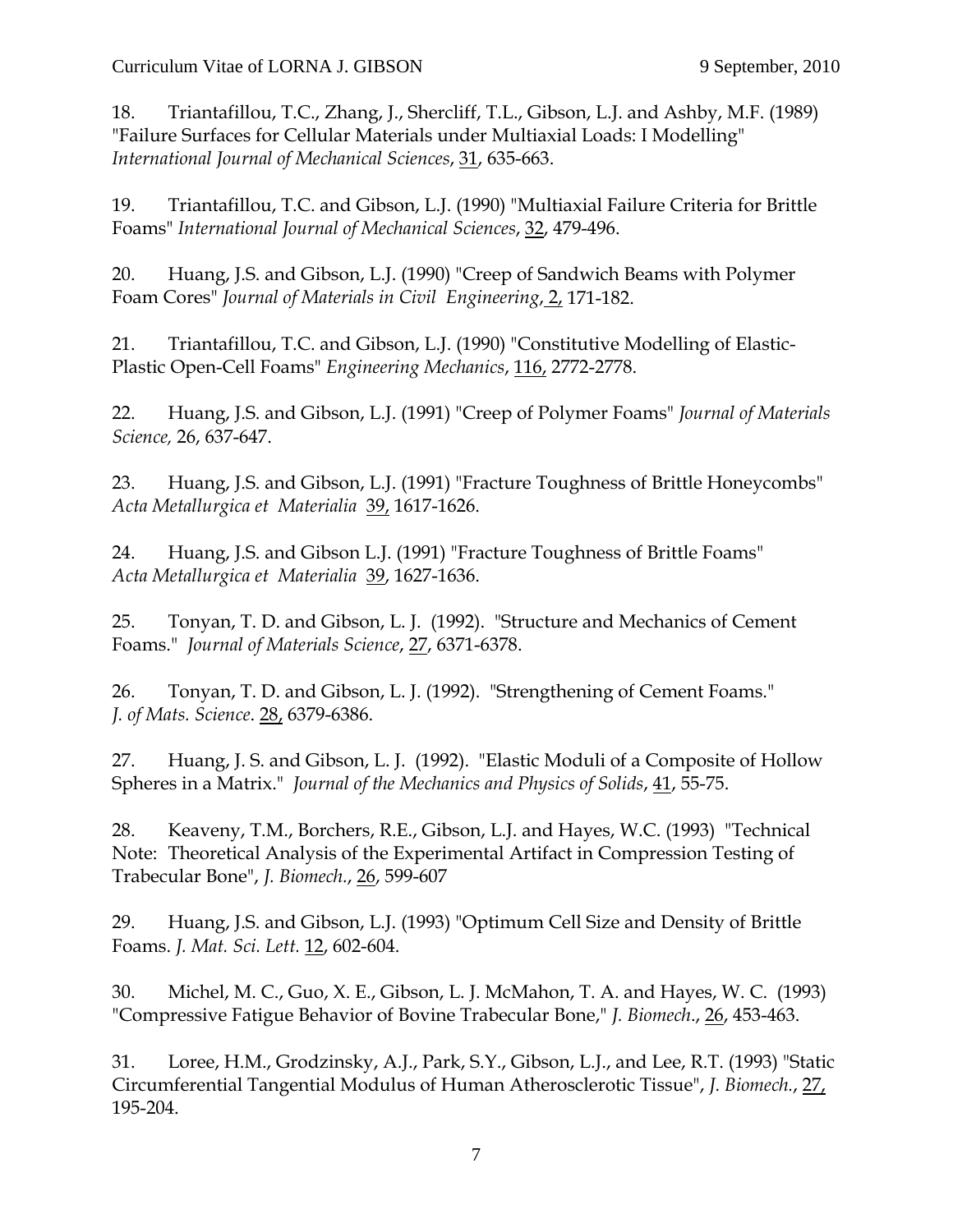18. Triantafillou, T.C., Zhang, J., Shercliff, T.L., Gibson, L.J. and Ashby, M.F. (1989) "Failure Surfaces for Cellular Materials under Multiaxial Loads: I Modelling" *International Journal of Mechanical Sciences*, 31, 635-663.

19. Triantafillou, T.C. and Gibson, L.J. (1990) "Multiaxial Failure Criteria for Brittle Foams" *International Journal of Mechanical Sciences*, 32, 479-496.

20. Huang, J.S. and Gibson, L.J. (1990) "Creep of Sandwich Beams with Polymer Foam Cores" *Journal of Materials in Civil Engineering*, 2, 171-182.

21. Triantafillou, T.C. and Gibson, L.J. (1990) "Constitutive Modelling of Elastic-Plastic Open-Cell Foams" *Engineering Mechanics*, 116, 2772-2778.

22. Huang, J.S. and Gibson, L.J. (1991) "Creep of Polymer Foams" *Journal of Materials Science,* 26, 637-647.

23. Huang, J.S. and Gibson, L.J. (1991) "Fracture Toughness of Brittle Honeycombs" *Acta Metallurgica et Materialia* 39, 1617-1626.

24. Huang, J.S. and Gibson L.J. (1991) "Fracture Toughness of Brittle Foams" *Acta Metallurgica et Materialia* 39, 1627-1636.

25. Tonyan, T. D. and Gibson, L. J. (1992). "Structure and Mechanics of Cement Foams." *Journal of Materials Science*, 27, 6371-6378.

26. Tonyan, T. D. and Gibson, L. J. (1992). "Strengthening of Cement Foams." *J. of Mats. Science*. 28, 6379-6386.

27. Huang, J. S. and Gibson, L. J. (1992). "Elastic Moduli of a Composite of Hollow Spheres in a Matrix." *Journal of the Mechanics and Physics of Solids*, 41, 55-75.

28. Keaveny, T.M., Borchers, R.E., Gibson, L.J. and Hayes, W.C. (1993) "Technical Note: Theoretical Analysis of the Experimental Artifact in Compression Testing of Trabecular Bone", *J. Biomech.*, 26, 599-607

29. Huang, J.S. and Gibson, L.J. (1993) "Optimum Cell Size and Density of Brittle Foams. *J. Mat. Sci. Lett.* 12, 602-604.

30. Michel, M. C., Guo, X. E., Gibson, L. J. McMahon, T. A. and Hayes, W. C. (1993) "Compressive Fatigue Behavior of Bovine Trabecular Bone," *J. Biomech*., 26, 453-463.

31. Loree, H.M., Grodzinsky, A.J., Park, S.Y., Gibson, L.J., and Lee, R.T. (1993) "Static Circumferential Tangential Modulus of Human Atherosclerotic Tissue", *J. Biomech.*, 27, 195-204.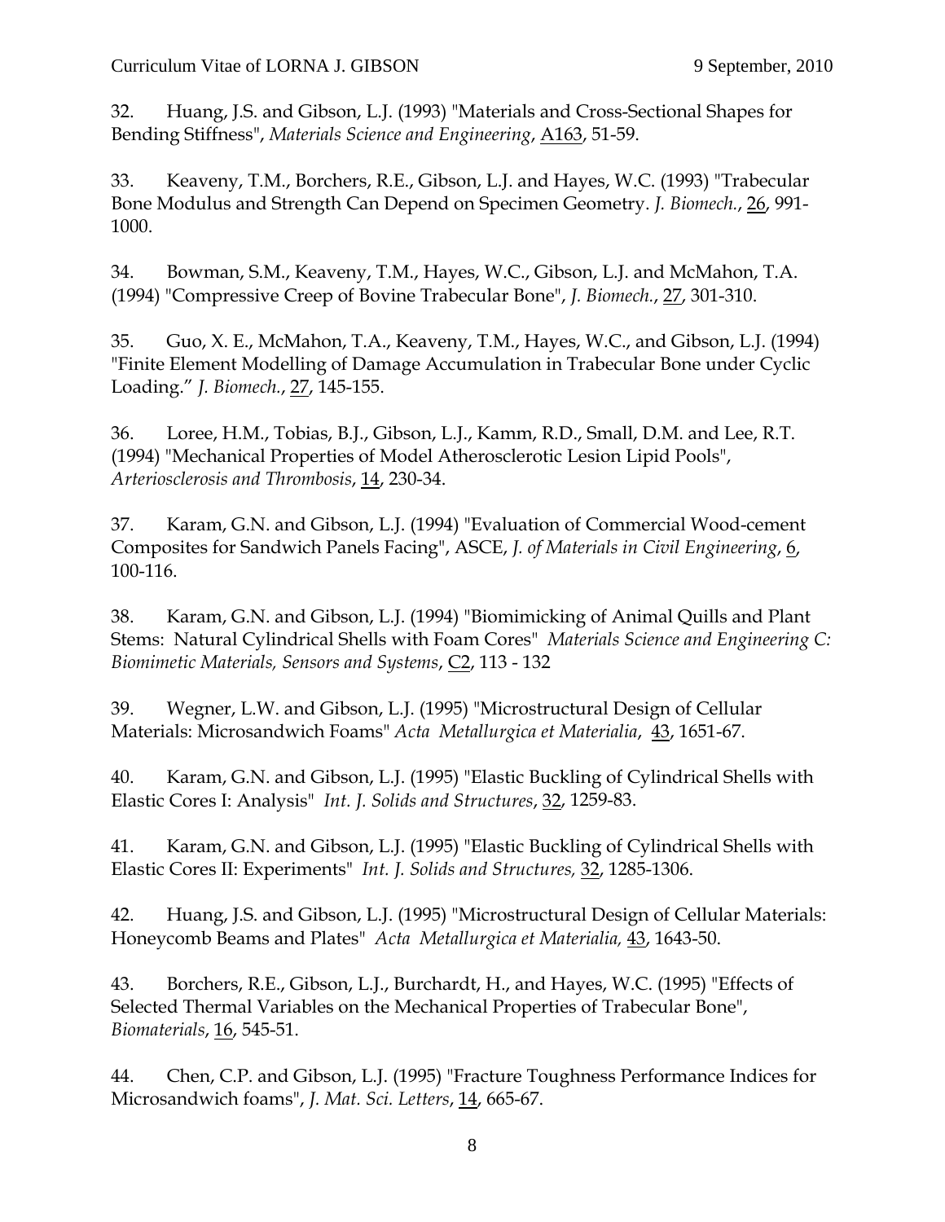32. Huang, J.S. and Gibson, L.J. (1993) "Materials and Cross-Sectional Shapes for Bending Stiffness", *Materials Science and Engineering*, A163, 51-59.

33. Keaveny, T.M., Borchers, R.E., Gibson, L.J. and Hayes, W.C. (1993) "Trabecular Bone Modulus and Strength Can Depend on Specimen Geometry. *J. Biomech.*, 26, 991-1000.

34. Bowman, S.M., Keaveny, T.M., Hayes, W.C., Gibson, L.J. and McMahon, T.A. (1994) "Compressive Creep of Bovine Trabecular Bone", *J. Biomech.*, 27, 301-310.

35. Guo, X. E., McMahon, T.A., Keaveny, T.M., Hayes, W.C., and Gibson, L.J. (1994) "Finite Element Modelling of Damage Accumulation in Trabecular Bone under Cyclic Loading." *J. Biomech.*, 27, 145-155.

36. Loree, H.M., Tobias, B.J., Gibson, L.J., Kamm, R.D., Small, D.M. and Lee, R.T. (1994) "Mechanical Properties of Model Atherosclerotic Lesion Lipid Pools", *Arteriosclerosis and Thrombosis*, 14, 230-34.

37. Karam, G.N. and Gibson, L.J. (1994) "Evaluation of Commercial Wood-cement Composites for Sandwich Panels Facing", ASCE, *J. of Materials in Civil Engineering*, 6, 100-116.

38. Karam, G.N. and Gibson, L.J. (1994) "Biomimicking of Animal Quills and Plant Stems: Natural Cylindrical Shells with Foam Cores" *Materials Science and Engineering C: Biomimetic Materials, Sensors and Systems*, C2, 113 - 132

39. Wegner, L.W. and Gibson, L.J. (1995) "Microstructural Design of Cellular Materials: Microsandwich Foams" *Acta Metallurgica et Materialia*, 43, 1651-67.

40. Karam, G.N. and Gibson, L.J. (1995) "Elastic Buckling of Cylindrical Shells with Elastic Cores I: Analysis" *Int. J. Solids and Structures*, 32, 1259-83.

41. Karam, G.N. and Gibson, L.J. (1995) "Elastic Buckling of Cylindrical Shells with Elastic Cores II: Experiments" *Int. J. Solids and Structures,* 32, 1285-1306.

42. Huang, J.S. and Gibson, L.J. (1995) "Microstructural Design of Cellular Materials: Honeycomb Beams and Plates" *Acta Metallurgica et Materialia,* 43, 1643-50.

43. Borchers, R.E., Gibson, L.J., Burchardt, H., and Hayes, W.C. (1995) "Effects of Selected Thermal Variables on the Mechanical Properties of Trabecular Bone", *Biomaterials*, 16, 545-51.

44. Chen, C.P. and Gibson, L.J. (1995) "Fracture Toughness Performance Indices for Microsandwich foams", *J. Mat. Sci. Letters*, 14, 665-67.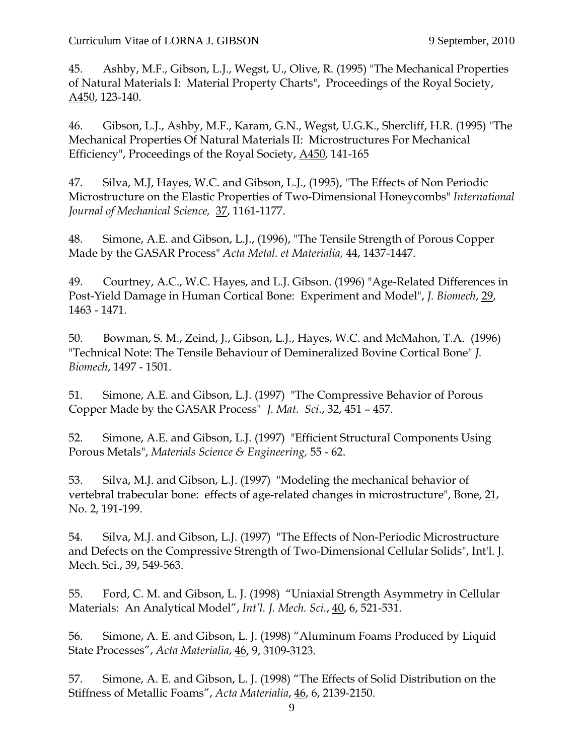45. Ashby, M.F., Gibson, L.J., Wegst, U., Olive, R. (1995) "The Mechanical Properties of Natural Materials I: Material Property Charts", Proceedings of the Royal Society, A450, 123-140.

46. Gibson, L.J., Ashby, M.F., Karam, G.N., Wegst, U.G.K., Shercliff, H.R. (1995) "The Mechanical Properties Of Natural Materials II: Microstructures For Mechanical Efficiency", Proceedings of the Royal Society, A450, 141-165

47. Silva, M.J, Hayes, W.C. and Gibson, L.J., (1995), "The Effects of Non Periodic Microstructure on the Elastic Properties of Two-Dimensional Honeycombs" *International Journal of Mechanical Science,* 37, 1161-1177.

48. Simone, A.E. and Gibson, L.J., (1996), "The Tensile Strength of Porous Copper Made by the GASAR Process" *Acta Metal. et Materialia,* 44, 1437-1447.

49. Courtney, A.C., W.C. Hayes, and L.J. Gibson. (1996) "Age-Related Differences in Post-Yield Damage in Human Cortical Bone: Experiment and Model", *J. Biomech*, 29, 1463 - 1471.

50. Bowman, S. M., Zeind, J., Gibson, L.J., Hayes, W.C. and McMahon, T.A. (1996) "Technical Note: The Tensile Behaviour of Demineralized Bovine Cortical Bone" *J. Biomech*, 1497 - 1501.

51. Simone, A.E. and Gibson, L.J. (1997) "The Compressive Behavior of Porous Copper Made by the GASAR Process" *J. Mat. Sci*., 32, 451 – 457.

52. Simone, A.E. and Gibson, L.J. (1997) "Efficient Structural Components Using Porous Metals", *Materials Science & Engineering,* 55 - 62.

53. Silva, M.J. and Gibson, L.J. (1997) "Modeling the mechanical behavior of vertebral trabecular bone: effects of age-related changes in microstructure", Bone, 21, No. 2, 191-199.

54. Silva, M.J. and Gibson, L.J. (1997) "The Effects of Non-Periodic Microstructure and Defects on the Compressive Strength of Two-Dimensional Cellular Solids", Int'l. J. Mech. Sci., 39, 549-563.

55. Ford, C. M. and Gibson, L. J. (1998) "Uniaxial Strength Asymmetry in Cellular Materials: An Analytical Model", *Int'l. J. Mech. Sci.*, 40, 6, 521-531.

56. Simone, A. E. and Gibson, L. J. (1998) "Aluminum Foams Produced by Liquid State Processes", *Acta Materialia*, 46, 9, 3109-3123.

57. Simone, A. E. and Gibson, L. J. (1998) "The Effects of Solid Distribution on the Stiffness of Metallic Foams", *Acta Materialia*, 46, 6, 2139-2150.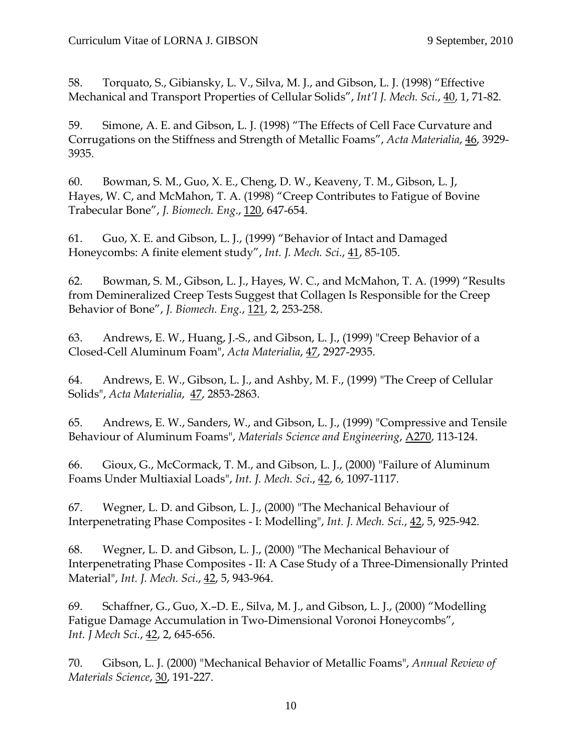58. Torquato, S., Gibiansky, L. V., Silva, M. J., and Gibson, L. J. (1998) "Effective Mechanical and Transport Properties of Cellular Solids", *Int'l J. Mech. Sci.*, 40, 1, 71-82.

59. Simone, A. E. and Gibson, L. J. (1998) "The Effects of Cell Face Curvature and Corrugations on the Stiffness and Strength of Metallic Foams", *Acta Materialia*, 46, 3929-3935.

60. Bowman, S. M., Guo, X. E., Cheng, D. W., Keaveny, T. M., Gibson, L. J, Hayes, W. C, and McMahon, T. A. (1998) "Creep Contributes to Fatigue of Bovine Trabecular Bone", *J. Biomech. Eng.*, 120, 647-654.

61. Guo, X. E. and Gibson, L. J., (1999) "Behavior of Intact and Damaged Honeycombs: A finite element study", *Int. J. Mech. Sci.*, 41, 85-105.

62. Bowman, S. M., Gibson, L. J., Hayes, W. C., and McMahon, T. A. (1999) "Results from Demineralized Creep Tests Suggest that Collagen Is Responsible for the Creep Behavior of Bone", *J. Biomech. Eng.*, 121, 2, 253-258.

63. Andrews, E. W., Huang, J.-S., and Gibson, L. J., (1999) "Creep Behavior of a Closed-Cell Aluminum Foam", *Acta Materialia*, 47, 2927-2935.

64. Andrews, E. W., Gibson, L. J., and Ashby, M. F., (1999) "The Creep of Cellular Solids", *Acta Materialia*, 47, 2853-2863.

65. Andrews, E. W., Sanders, W., and Gibson, L. J., (1999) "Compressive and Tensile Behaviour of Aluminum Foams", *Materials Science and Engineering*, A270, 113-124.

66. Gioux, G., McCormack, T. M., and Gibson, L. J., (2000) "Failure of Aluminum Foams Under Multiaxial Loads", *Int. J. Mech. Sci.*, 42, 6, 1097-1117.

67. Wegner, L. D. and Gibson, L. J., (2000) "The Mechanical Behaviour of Interpenetrating Phase Composites - I: Modelling", *Int. J. Mech. Sci.*, 42, 5, 925-942.

68. Wegner, L. D. and Gibson, L. J., (2000) "The Mechanical Behaviour of Interpenetrating Phase Composites - II: A Case Study of a Three-Dimensionally Printed Material", *Int. J. Mech. Sci.*, 42, 5, 943-964.

69. Schaffner, G., Guo, X.–D. E., Silva, M. J., and Gibson, L. J., (2000) "Modelling Fatigue Damage Accumulation in Two-Dimensional Voronoi Honeycombs", *Int. J Mech Sci.*, 42, 2, 645-656.

70. Gibson, L. J. (2000) "Mechanical Behavior of Metallic Foams", *Annual Review of Materials Science*, 30, 191-227.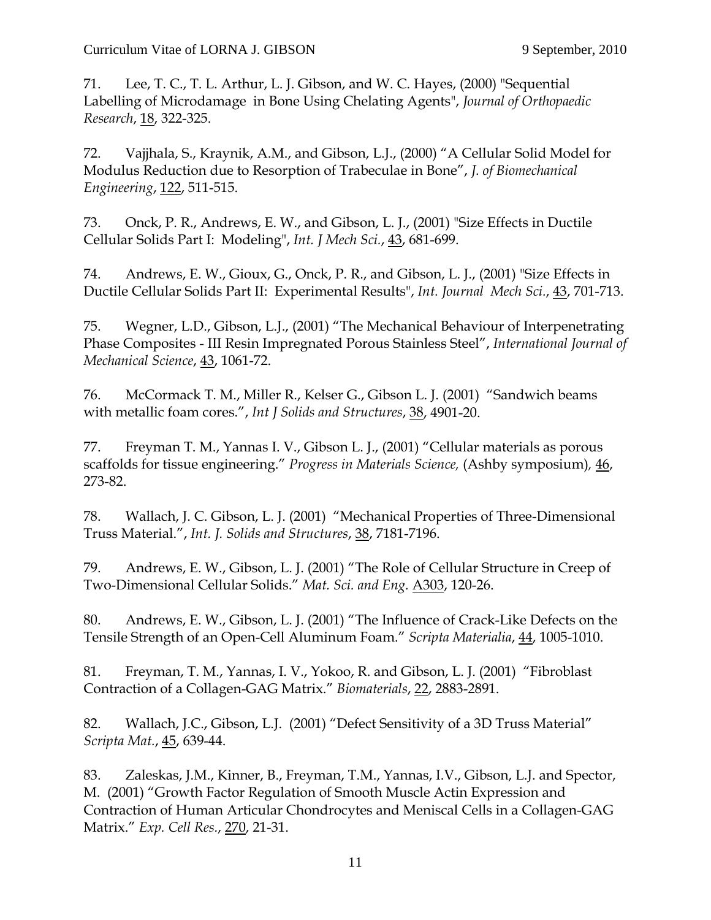71. Lee, T. C., T. L. Arthur, L. J. Gibson, and W. C. Hayes, (2000) "Sequential Labelling of Microdamage in Bone Using Chelating Agents", *Journal of Orthopaedic Research*, 18, 322-325.

72. Vajjhala, S., Kraynik, A.M., and Gibson, L.J., (2000) "A Cellular Solid Model for Modulus Reduction due to Resorption of Trabeculae in Bone", *J. of Biomechanical Engineering*, 122, 511-515.

73. Onck, P. R., Andrews, E. W., and Gibson, L. J., (2001) "Size Effects in Ductile Cellular Solids Part I: Modeling", *Int. J Mech Sci.*, 43, 681-699.

74. Andrews, E. W., Gioux, G., Onck, P. R., and Gibson, L. J., (2001) "Size Effects in Ductile Cellular Solids Part II: Experimental Results", *Int. Journal Mech Sci.*, 43, 701-713.

75. Wegner, L.D., Gibson, L.J., (2001) "The Mechanical Behaviour of Interpenetrating Phase Composites - III Resin Impregnated Porous Stainless Steel", *International Journal of Mechanical Science*, 43, 1061-72.

76. McCormack T. M., Miller R., Kelser G., Gibson L. J. (2001) "Sandwich beams with metallic foam cores.", *Int J Solids and Structures*, 38, 4901-20.

77. Freyman T. M., Yannas I. V., Gibson L. J., (2001) "Cellular materials as porous scaffolds for tissue engineering." *Progress in Materials Science,* (Ashby symposium), 46, 273-82.

78. Wallach, J. C. Gibson, L. J. (2001) "Mechanical Properties of Three-Dimensional Truss Material.", *Int. J. Solids and Structures*, 38, 7181-7196.

79. Andrews, E. W., Gibson, L. J. (2001) "The Role of Cellular Structure in Creep of Two-Dimensional Cellular Solids." *Mat. Sci. and Eng.* A303, 120-26.

80. Andrews, E. W., Gibson, L. J. (2001) "The Influence of Crack-Like Defects on the Tensile Strength of an Open-Cell Aluminum Foam." *Scripta Materialia*, 44, 1005-1010.

81. Freyman, T. M., Yannas, I. V., Yokoo, R. and Gibson, L. J. (2001) "Fibroblast Contraction of a Collagen-GAG Matrix." *Biomaterials*, 22, 2883-2891.

82. Wallach, J.C., Gibson, L.J. (2001) "Defect Sensitivity of a 3D Truss Material" *Scripta Mat.*, 45, 639-44.

83. Zaleskas, J.M., Kinner, B., Freyman, T.M., Yannas, I.V., Gibson, L.J. and Spector, M. (2001) "Growth Factor Regulation of Smooth Muscle Actin Expression and Contraction of Human Articular Chondrocytes and Meniscal Cells in a Collagen-GAG Matrix." *Exp. Cell Res.*, 270, 21-31.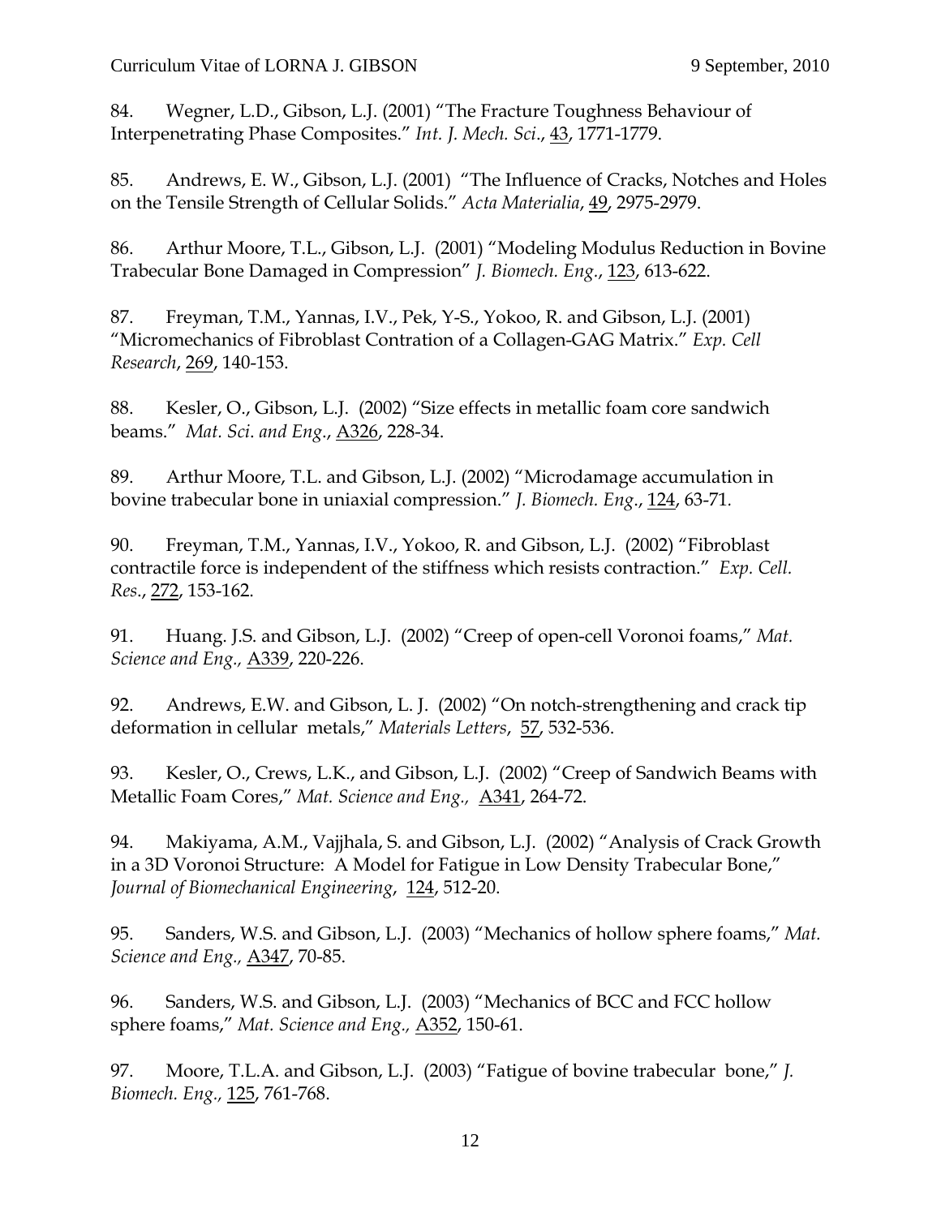84. Wegner, L.D., Gibson, L.J. (2001) "The Fracture Toughness Behaviour of Interpenetrating Phase Composites." *Int. J. Mech. Sci*., 43, 1771-1779.

85. Andrews, E. W., Gibson, L.J. (2001) "The Influence of Cracks, Notches and Holes on the Tensile Strength of Cellular Solids." *Acta Materialia*, 49, 2975-2979.

86. Arthur Moore, T.L., Gibson, L.J. (2001) "Modeling Modulus Reduction in Bovine Trabecular Bone Damaged in Compression" *J. Biomech. Eng*., 123, 613-622.

87. Freyman, T.M., Yannas, I.V., Pek, Y-S., Yokoo, R. and Gibson, L.J. (2001) "Micromechanics of Fibroblast Contration of a Collagen-GAG Matrix." *Exp. Cell Research*, 269, 140-153.

88. Kesler, O., Gibson, L.J. (2002) "Size effects in metallic foam core sandwich beams." *Mat. Sci. and Eng*., A326, 228-34.

89. Arthur Moore, T.L. and Gibson, L.J. (2002) "Microdamage accumulation in bovine trabecular bone in uniaxial compression." *J. Biomech. Eng*., 124, 63-71.

90. Freyman, T.M., Yannas, I.V., Yokoo, R. and Gibson, L.J. (2002) "Fibroblast contractile force is independent of the stiffness which resists contraction." *Exp. Cell. Res*., 272, 153-162.

91. Huang. J.S. and Gibson, L.J. (2002) "Creep of open-cell Voronoi foams," *Mat. Science and Eng.,* A339, 220-226.

92. Andrews, E.W. and Gibson, L. J. (2002) "On notch-strengthening and crack tip deformation in cellular metals," *Materials Letters*, 57, 532-536.

93. Kesler, O., Crews, L.K., and Gibson, L.J. (2002) "Creep of Sandwich Beams with Metallic Foam Cores," *Mat. Science and Eng.,* A341, 264-72.

94. Makiyama, A.M., Vajjhala, S. and Gibson, L.J. (2002) "Analysis of Crack Growth in a 3D Voronoi Structure: A Model for Fatigue in Low Density Trabecular Bone," *Journal of Biomechanical Engineering*, 124, 512-20.

95. Sanders, W.S. and Gibson, L.J. (2003) "Mechanics of hollow sphere foams," *Mat. Science and Eng.,* A347, 70-85.

96. Sanders, W.S. and Gibson, L.J. (2003) "Mechanics of BCC and FCC hollow sphere foams," *Mat. Science and Eng.,* A352, 150-61.

97. Moore, T.L.A. and Gibson, L.J. (2003) "Fatigue of bovine trabecular bone," *J. Biomech. Eng.,* 125, 761-768.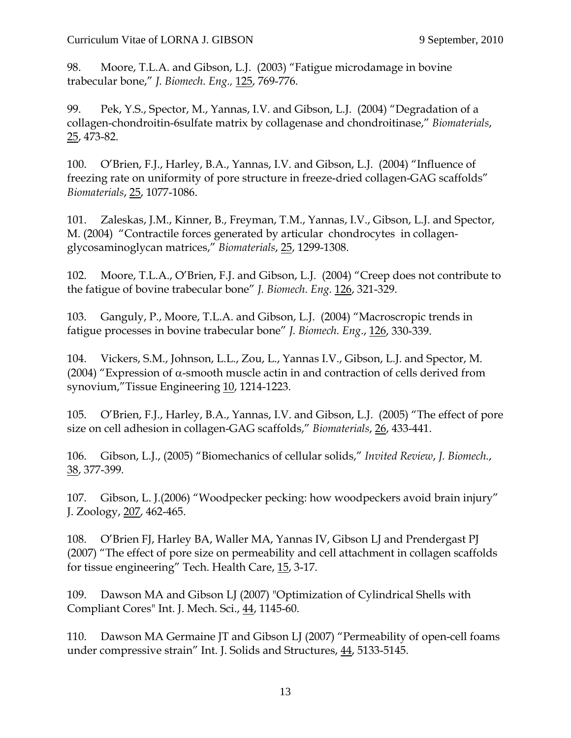98. Moore, T.L.A. and Gibson, L.J. (2003) "Fatigue microdamage in bovine trabecular bone," *J. Biomech. Eng.,* 125, 769-776.

99. Pek, Y.S., Spector, M., Yannas, I.V. and Gibson, L.J. (2004) "Degradation of a collagen-chondroitin-6sulfate matrix by collagenase and chondroitinase," *Biomaterials*, 25, 473-82.

100. O'Brien, F.J., Harley, B.A., Yannas, I.V. and Gibson, L.J. (2004) "Influence of freezing rate on uniformity of pore structure in freeze-dried collagen-GAG scaffolds" *Biomaterials*, 25, 1077-1086.

101. Zaleskas, J.M., Kinner, B., Freyman, T.M., Yannas, I.V., Gibson, L.J. and Spector, M. (2004) "Contractile forces generated by articular chondrocytes in collagen-glycosaminoglycan matrices," *Biomaterials*, 25, 1299-1308.

102. Moore, T.L.A., O'Brien, F.J. and Gibson, L.J. (2004) "Creep does not contribute to the fatigue of bovine trabecular bone" *J. Biomech. Eng.* 126, 321-329.

103. Ganguly, P., Moore, T.L.A. and Gibson, L.J. (2004) "Macroscropic trends in fatigue processes in bovine trabecular bone" *J. Biomech. Eng.*, 126, 330-339.

104. Vickers, S.M., Johnson, L.L., Zou, L., Yannas I.V., Gibson, L.J. and Spector, M. (2004) "Expression of α-smooth muscle actin in and contraction of cells derived from synovium,"Tissue Engineering 10, 1214-1223.

105. O'Brien, F.J., Harley, B.A., Yannas, I.V. and Gibson, L.J. (2005) "The effect of pore size on cell adhesion in collagen-GAG scaffolds," *Biomaterials*, 26, 433-441.

106. Gibson, L.J., (2005) "Biomechanics of cellular solids," *Invited Review*, *J. Biomech.*, 38, 377-399.

107. Gibson, L. J.(2006) "Woodpecker pecking: how woodpeckers avoid brain injury" J. Zoology, 207, 462-465.

108. O'Brien FJ, Harley BA, Waller MA, Yannas IV, Gibson LJ and Prendergast PJ (2007) "The effect of pore size on permeability and cell attachment in collagen scaffolds for tissue engineering" Tech. Health Care, 15, 3-17.

109. Dawson MA and Gibson LJ (2007) "Optimization of Cylindrical Shells with Compliant Cores" Int. J. Mech. Sci., 44, 1145-60.

110. Dawson MA Germaine JT and Gibson LJ (2007) "Permeability of open-cell foams under compressive strain" Int. J. Solids and Structures, 44, 5133-5145.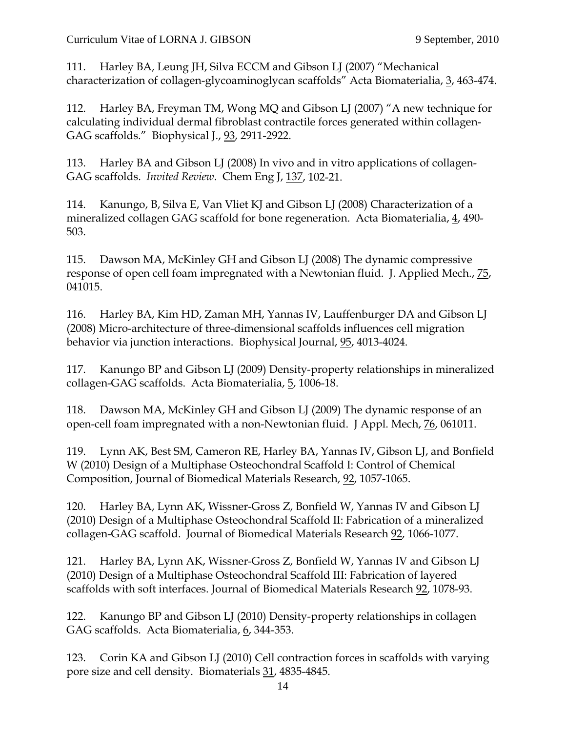111. Harley BA, Leung JH, Silva ECCM and Gibson LJ (2007) "Mechanical characterization of collagen-glycoaminoglycan scaffolds" Acta Biomaterialia, 3, 463-474.

112. Harley BA, Freyman TM, Wong MQ and Gibson LJ (2007) "A new technique for calculating individual dermal fibroblast contractile forces generated within collagen-GAG scaffolds." Biophysical J., 93, 2911-2922.

113. Harley BA and Gibson LJ (2008) In vivo and in vitro applications of collagen-GAG scaffolds. *Invited Review*. Chem Eng J, 137, 102-21.

114. Kanungo, B, Silva E, Van Vliet KJ and Gibson LJ (2008) Characterization of a mineralized collagen GAG scaffold for bone regeneration. Acta Biomaterialia, 4, 490-503.

115. Dawson MA, McKinley GH and Gibson LJ (2008) The dynamic compressive response of open cell foam impregnated with a Newtonian fluid. J. Applied Mech., 75, 041015.

116. Harley BA, Kim HD, Zaman MH, Yannas IV, Lauffenburger DA and Gibson LJ (2008) Micro-architecture of three-dimensional scaffolds influences cell migration behavior via junction interactions. Biophysical Journal, 95, 4013-4024.

117. Kanungo BP and Gibson LJ (2009) Density-property relationships in mineralized collagen-GAG scaffolds. Acta Biomaterialia, 5, 1006-18.

118. Dawson MA, McKinley GH and Gibson LJ (2009) The dynamic response of an open-cell foam impregnated with a non-Newtonian fluid. J Appl. Mech, 76, 061011.

119. Lynn AK, Best SM, Cameron RE, Harley BA, Yannas IV, Gibson LJ, and Bonfield W (2010) Design of a Multiphase Osteochondral Scaffold I: Control of Chemical Composition, Journal of Biomedical Materials Research, 92, 1057-1065.

120. Harley BA, Lynn AK, Wissner-Gross Z, Bonfield W, Yannas IV and Gibson LJ (2010) Design of a Multiphase Osteochondral Scaffold II: Fabrication of a mineralized collagen-GAG scaffold. Journal of Biomedical Materials Research 92, 1066-1077.

121. Harley BA, Lynn AK, Wissner-Gross Z, Bonfield W, Yannas IV and Gibson LJ (2010) Design of a Multiphase Osteochondral Scaffold III: Fabrication of layered scaffolds with soft interfaces. Journal of Biomedical Materials Research 92, 1078-93.

122. Kanungo BP and Gibson LJ (2010) Density-property relationships in collagen GAG scaffolds. Acta Biomaterialia, 6, 344-353.

123. Corin KA and Gibson LJ (2010) Cell contraction forces in scaffolds with varying pore size and cell density. Biomaterials 31, 4835-4845.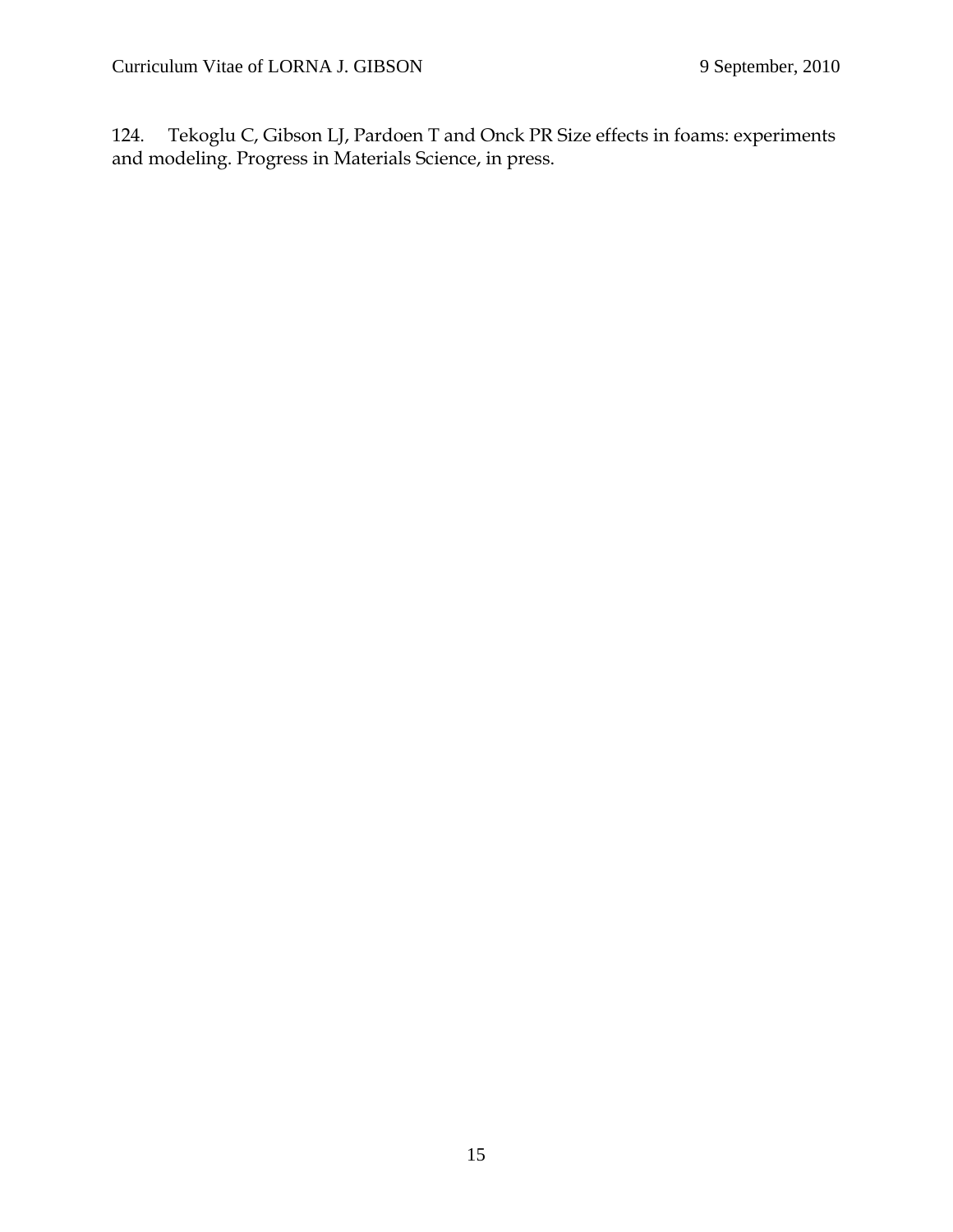124. Tekoglu C, Gibson LJ, Pardoen T and Onck PR Size effects in foams: experiments and modeling. Progress in Materials Science, in press.